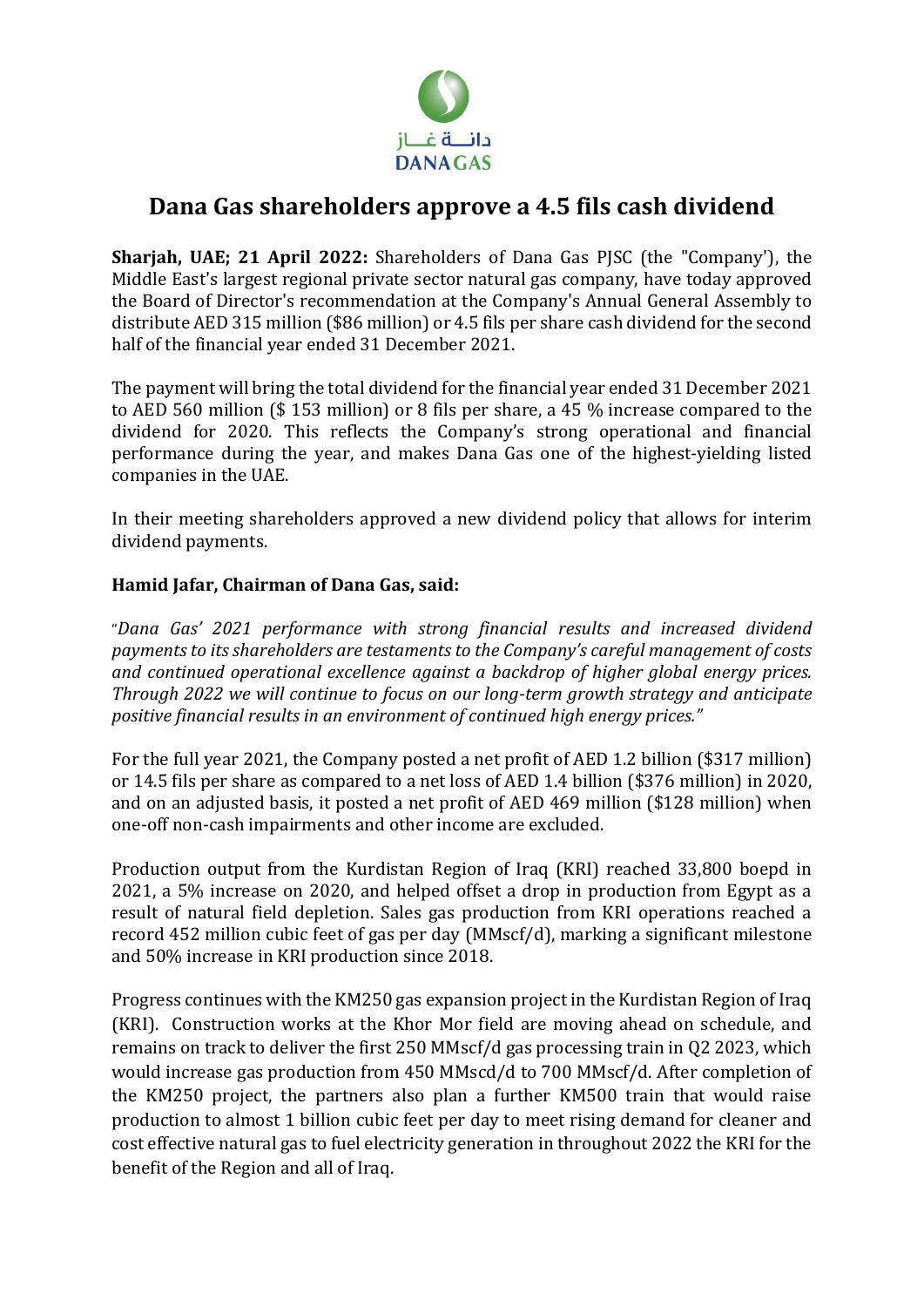# Dana Gas shareholders approve a 4.5 fils cash dividend

**Sharjah, UAE; 21 April 2022:** Shareholders of Dana Gas PJSC (the "Company'), the Middle East's largest regional private sector natural gas company, have today approved the Board of Director's recommendation at the Company's Annual General Assembly to distribute AED 315 million ($86 million) or 4.5 fils per share cash dividend for the second half of the financial year ended 31 December 2021.

The payment will bring the total dividend for the financial year ended 31 December 2021 to AED 560 million ($ 153 million) or 8 fils per share, a 45 % increase compared to the dividend for 2020. This reflects the Company's strong operational and financial performance during the year, and makes Dana Gas one of the highest-yielding listed companies in the UAE.

In their meeting shareholders approved a new dividend policy that allows for interim dividend payments.

**Hamid Jafar, Chairman of Dana Gas, said:**

"*Dana Gas' 2021 performance with strong financial results and increased dividend payments to its shareholders are testaments to the Company's careful management of costs and continued operational excellence against a backdrop of higher global energy prices. Through 2022 we will continue to focus on our long-term growth strategy and anticipate positive financial results in an environment of continued high energy prices."*

For the full year 2021, the Company posted a net profit of AED 1.2 billion ($317 million) or 14.5 fils per share as compared to a net loss of AED 1.4 billion ($376 million) in 2020, and on an adjusted basis, it posted a net profit of AED 469 million ($128 million) when one-off non-cash impairments and other income are excluded.

Production output from the Kurdistan Region of Iraq (KRI) reached 33,800 boepd in 2021, a 5% increase on 2020, and helped offset a drop in production from Egypt as a result of natural field depletion. Sales gas production from KRI operations reached a record 452 million cubic feet of gas per day (MMscf/d), marking a significant milestone and 50% increase in KRI production since 2018.

Progress continues with the KM250 gas expansion project in the Kurdistan Region of Iraq (KRI). Construction works at the Khor Mor field are moving ahead on schedule, and remains on track to deliver the first 250 MMscf/d gas processing train in Q2 2023, which would increase gas production from 450 MMscd/d to 700 MMscf/d. After completion of the KM250 project, the partners also plan a further KM500 train that would raise production to almost 1 billion cubic feet per day to meet rising demand for cleaner and cost effective natural gas to fuel electricity generation in throughout 2022 the KRI for the benefit of the Region and all of Iraq.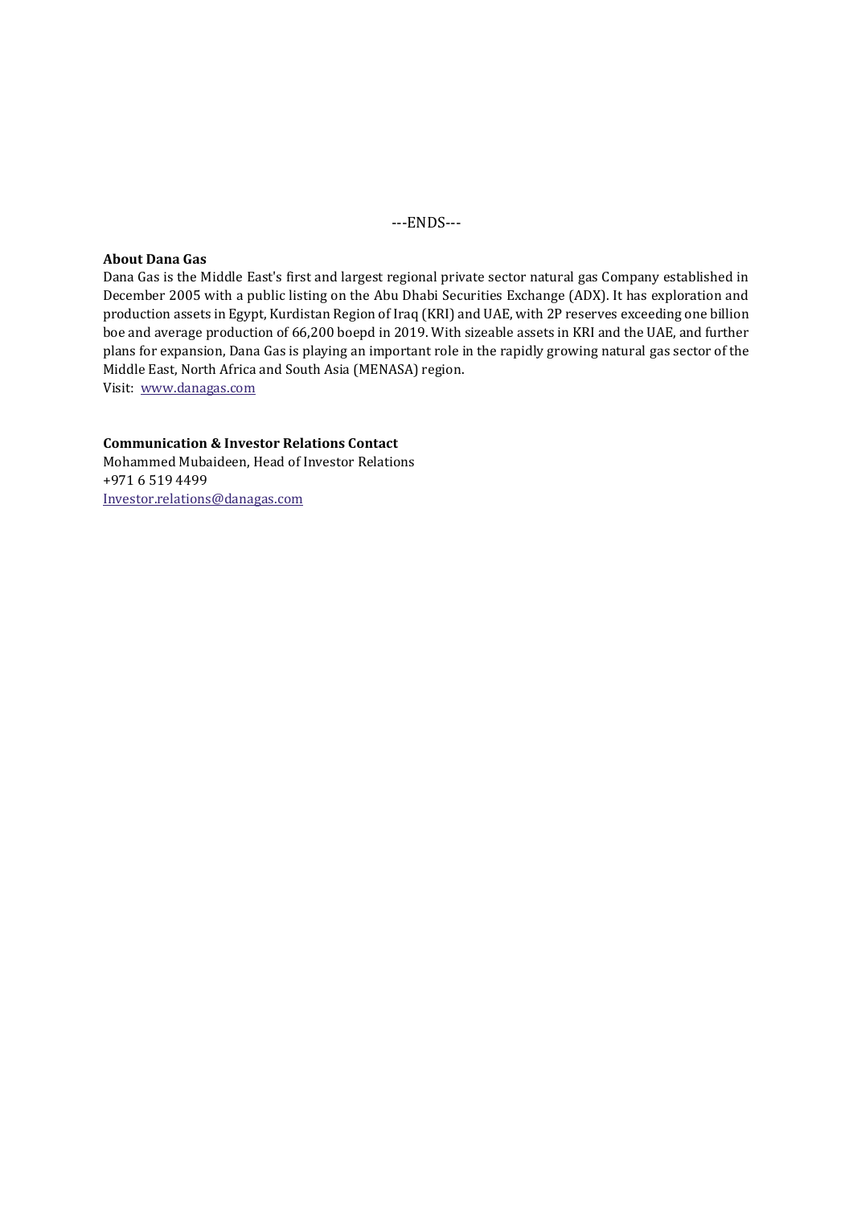---ENDS---

**About Dana Gas**

Dana Gas is the Middle East's first and largest regional private sector natural gas Company established in December 2005 with a public listing on the Abu Dhabi Securities Exchange (ADX). It has exploration and production assets in Egypt, Kurdistan Region of Iraq (KRI) and UAE, with 2P reserves exceeding one billion boe and average production of 66,200 boepd in 2019. With sizeable assets in KRI and the UAE, and further plans for expansion, Dana Gas is playing an important role in the rapidly growing natural gas sector of the Middle East, North Africa and South Asia (MENASA) region.
Visit: [www.danagas.com](http://www.danagas.com)

**Communication & Investor Relations Contact**

Mohammed Mubaideen, Head of Investor Relations
+971 6 519 4499
[Investor.relations@danagas.com](mailto:Investor.relations@danagas.com)